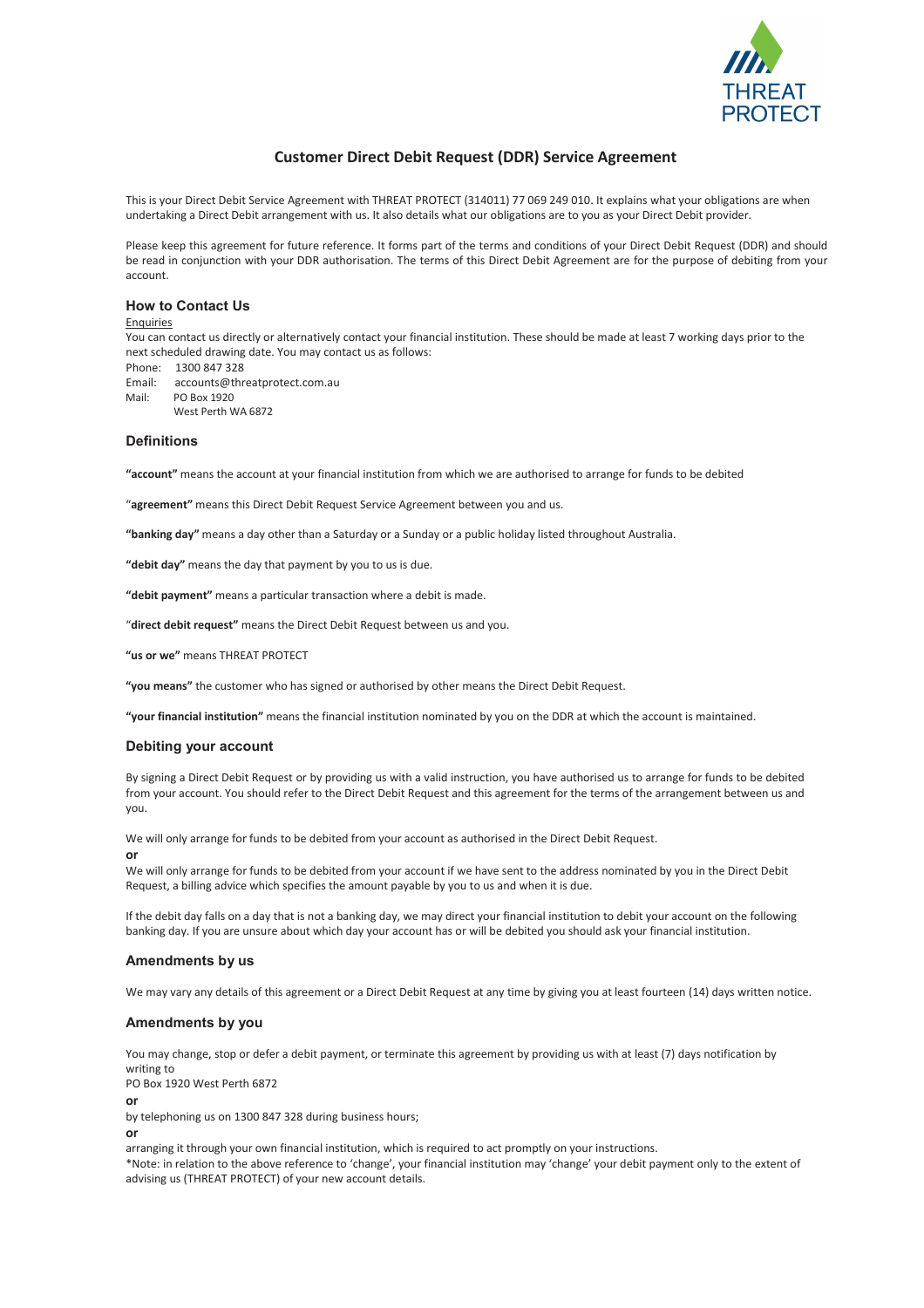# Customer Direct Debit Request (DDR) Service Agreement

This is your Direct Debit Service Agreement with THREAT PROTECT (314011) 77 069 249 010. It explains what your obligations are when undertaking a Direct Debit arrangement with us. It also details what our obligations are to you as your Direct Debit provider.

Please keep this agreement for future reference. It forms part of the terms and conditions of your Direct Debit Request (DDR) and should be read in conjunction with your DDR authorisation. The terms of this Direct Debit Agreement are for the purpose of debiting from your account.

## How to Contact Us

Enquiries

You can contact us directly or alternatively contact your financial institution. These should be made at least 7 working days prior to the next scheduled drawing date. You may contact us as follows:

Phone: 1300 847 328
Email: accounts@threatprotect.com.au
Mail: PO Box 1920
West Perth WA 6872

## Definitions

**"account"** means the account at your financial institution from which we are authorised to arrange for funds to be debited

"**agreement"** means this Direct Debit Request Service Agreement between you and us.

**"banking day"** means a day other than a Saturday or a Sunday or a public holiday listed throughout Australia.

**"debit day"** means the day that payment by you to us is due.

**"debit payment"** means a particular transaction where a debit is made.

"**direct debit request"** means the Direct Debit Request between us and you.

**"us or we"** means THREAT PROTECT

**"you means"** the customer who has signed or authorised by other means the Direct Debit Request.

**"your financial institution"** means the financial institution nominated by you on the DDR at which the account is maintained.

## Debiting your account

By signing a Direct Debit Request or by providing us with a valid instruction, you have authorised us to arrange for funds to be debited from your account. You should refer to the Direct Debit Request and this agreement for the terms of the arrangement between us and you.

We will only arrange for funds to be debited from your account as authorised in the Direct Debit Request.

**or**

We will only arrange for funds to be debited from your account if we have sent to the address nominated by you in the Direct Debit Request, a billing advice which specifies the amount payable by you to us and when it is due.

If the debit day falls on a day that is not a banking day, we may direct your financial institution to debit your account on the following banking day. If you are unsure about which day your account has or will be debited you should ask your financial institution.

## Amendments by us

We may vary any details of this agreement or a Direct Debit Request at any time by giving you at least fourteen (14) days written notice.

## Amendments by you

You may change, stop or defer a debit payment, or terminate this agreement by providing us with at least (7) days notification by writing to
PO Box 1920 West Perth 6872

**or**

by telephoning us on 1300 847 328 during business hours;

**or**

arranging it through your own financial institution, which is required to act promptly on your instructions.
*Note: in relation to the above reference to 'change', your financial institution may 'change' your debit payment only to the extent of advising us (THREAT PROTECT) of your new account details.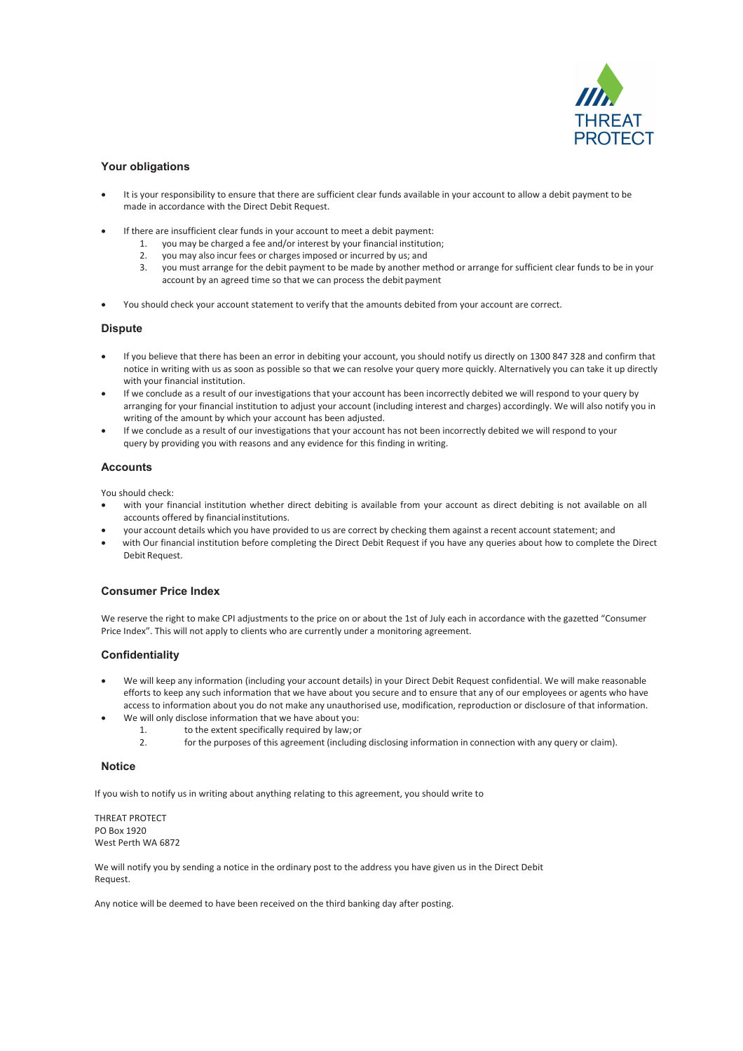THREAT PROTECT

## Your obligations

- It is your responsibility to ensure that there are sufficient clear funds available in your account to allow a debit payment to be made in accordance with the Direct Debit Request.
- If there are insufficient clear funds in your account to meet a debit payment:
  1. you may be charged a fee and/or interest by your financial institution;
  2. you may also incur fees or charges imposed or incurred by us; and
  3. you must arrange for the debit payment to be made by another method or arrange for sufficient clear funds to be in your account by an agreed time so that we can process the debit payment
- You should check your account statement to verify that the amounts debited from your account are correct.

## Dispute

- If you believe that there has been an error in debiting your account, you should notify us directly on 1300 847 328 and confirm that notice in writing with us as soon as possible so that we can resolve your query more quickly. Alternatively you can take it up directly with your financial institution.
- If we conclude as a result of our investigations that your account has been incorrectly debited we will respond to your query by arranging for your financial institution to adjust your account (including interest and charges) accordingly. We will also notify you in writing of the amount by which your account has been adjusted.
- If we conclude as a result of our investigations that your account has not been incorrectly debited we will respond to your query by providing you with reasons and any evidence for this finding in writing.

## Accounts

You should check:

- with your financial institution whether direct debiting is available from your account as direct debiting is not available on all accounts offered by financial institutions.
- your account details which you have provided to us are correct by checking them against a recent account statement; and
- with Our financial institution before completing the Direct Debit Request if you have any queries about how to complete the Direct Debit Request.

## Consumer Price Index

We reserve the right to make CPI adjustments to the price on or about the 1st of July each in accordance with the gazetted "Consumer Price Index". This will not apply to clients who are currently under a monitoring agreement.

## Confidentiality

- We will keep any information (including your account details) in your Direct Debit Request confidential. We will make reasonable efforts to keep any such information that we have about you secure and to ensure that any of our employees or agents who have access to information about you do not make any unauthorised use, modification, reproduction or disclosure of that information.
- We will only disclose information that we have about you:
  1. to the extent specifically required by law; or
  2. for the purposes of this agreement (including disclosing information in connection with any query or claim).

## Notice

If you wish to notify us in writing about anything relating to this agreement, you should write to

THREAT PROTECT
PO Box 1920
West Perth WA 6872

We will notify you by sending a notice in the ordinary post to the address you have given us in the Direct Debit Request.

Any notice will be deemed to have been received on the third banking day after posting.